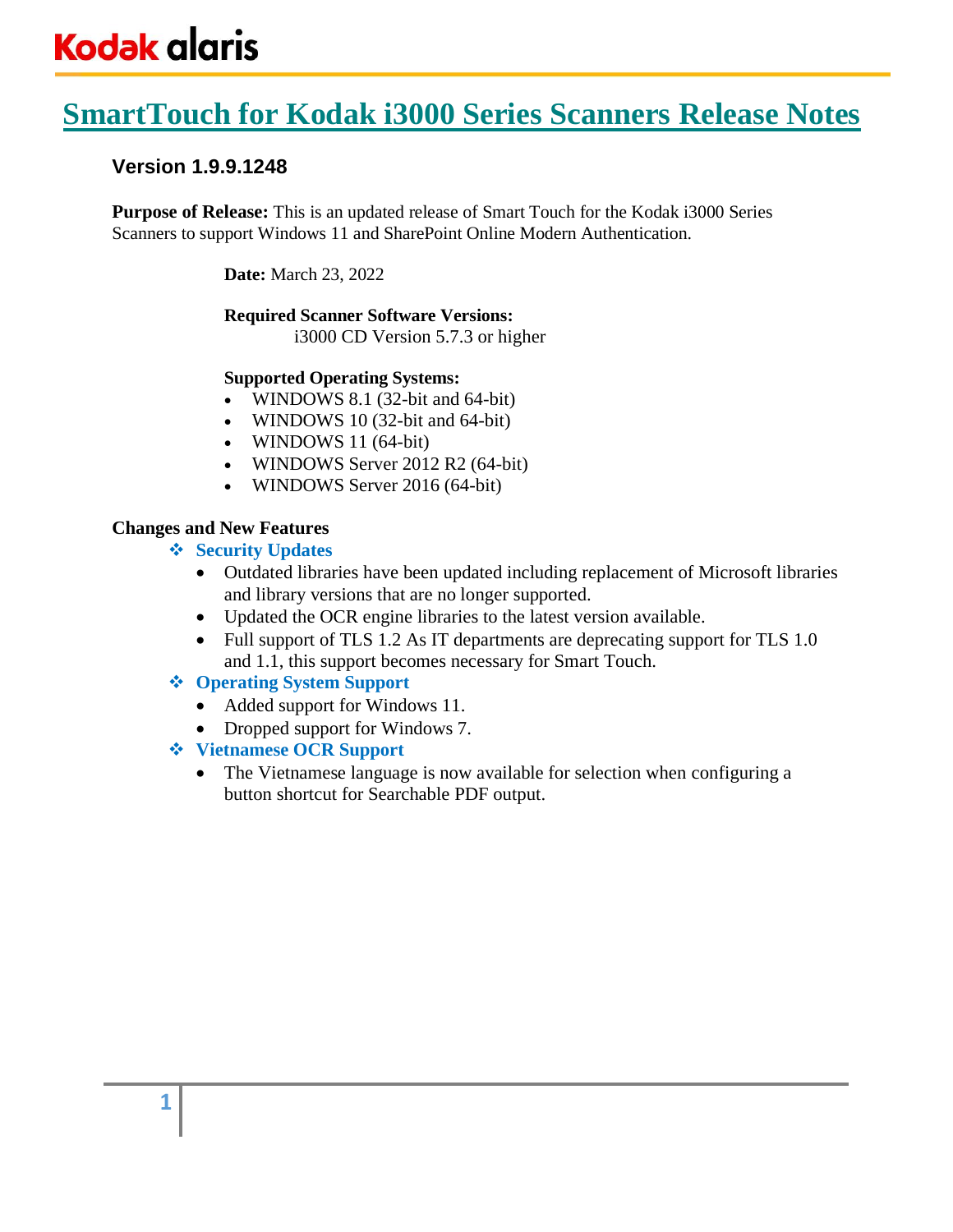# SmartTouch for Kodak i3000 Series Scanners Release Notes

### Version 1.9.9.1248

**Purpose of Release:** This is an updated release of Smart Touch for the Kodak i3000 Series Scanners to support Windows 11 and SharePoint Online Modern Authentication.

**Date:** March 23, 2022

**Required Scanner Software Versions:**
i3000 CD Version 5.7.3 or higher

**Supported Operating Systems:**

- WINDOWS 8.1 (32-bit and 64-bit)
- WINDOWS 10 (32-bit and 64-bit)
- WINDOWS 11 (64-bit)
- WINDOWS Server 2012 R2 (64-bit)
- WINDOWS Server 2016 (64-bit)

**Changes and New Features**

- **Security Updates**
  - Outdated libraries have been updated including replacement of Microsoft libraries and library versions that are no longer supported.
  - Updated the OCR engine libraries to the latest version available.
  - Full support of TLS 1.2 As IT departments are deprecating support for TLS 1.0 and 1.1, this support becomes necessary for Smart Touch.
- **Operating System Support**
  - Added support for Windows 11.
  - Dropped support for Windows 7.
- **Vietnamese OCR Support**
  - The Vietnamese language is now available for selection when configuring a button shortcut for Searchable PDF output.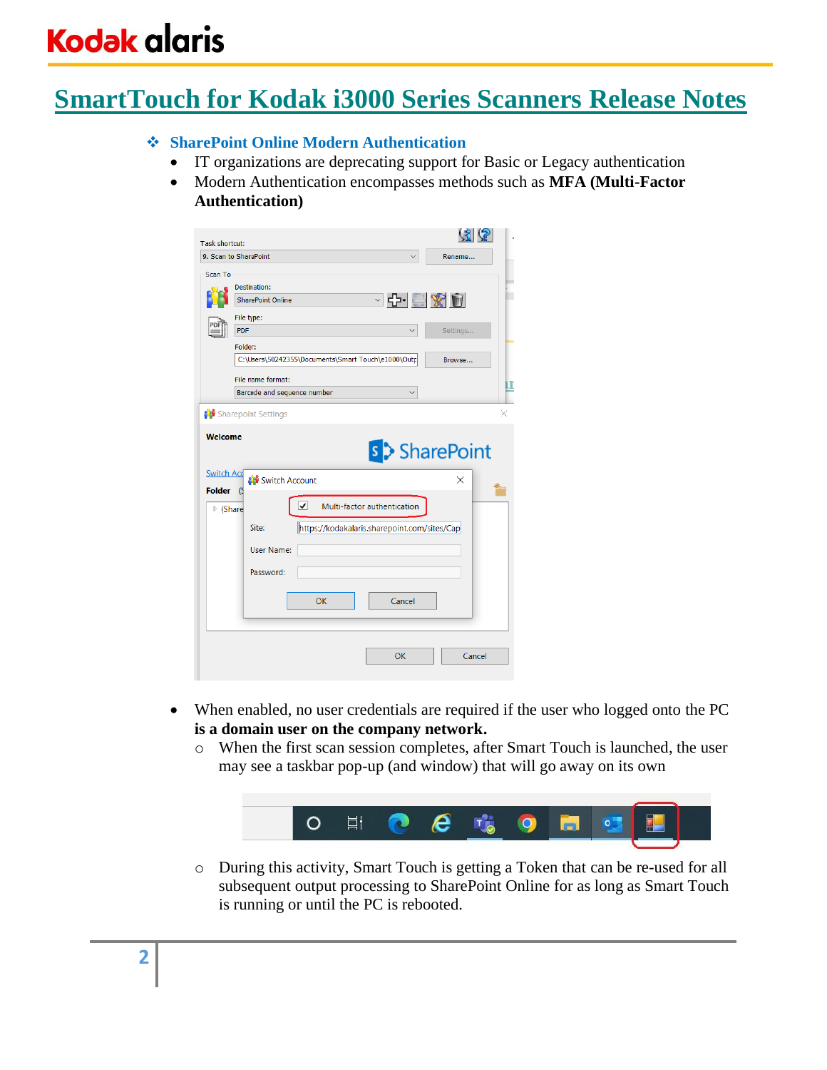# SmartTouch for Kodak i3000 Series Scanners Release Notes

## SharePoint Online Modern Authentication

- IT organizations are deprecating support for Basic or Legacy authentication
- Modern Authentication encompasses methods such as **MFA (Multi-Factor Authentication)**

- When enabled, no user credentials are required if the user who logged onto the PC **is a domain user on the company network.**
  - When the first scan session completes, after Smart Touch is launched, the user may see a taskbar pop-up (and window) that will go away on its own
  - During this activity, Smart Touch is getting a Token that can be re-used for all subsequent output processing to SharePoint Online for as long as Smart Touch is running or until the PC is rebooted.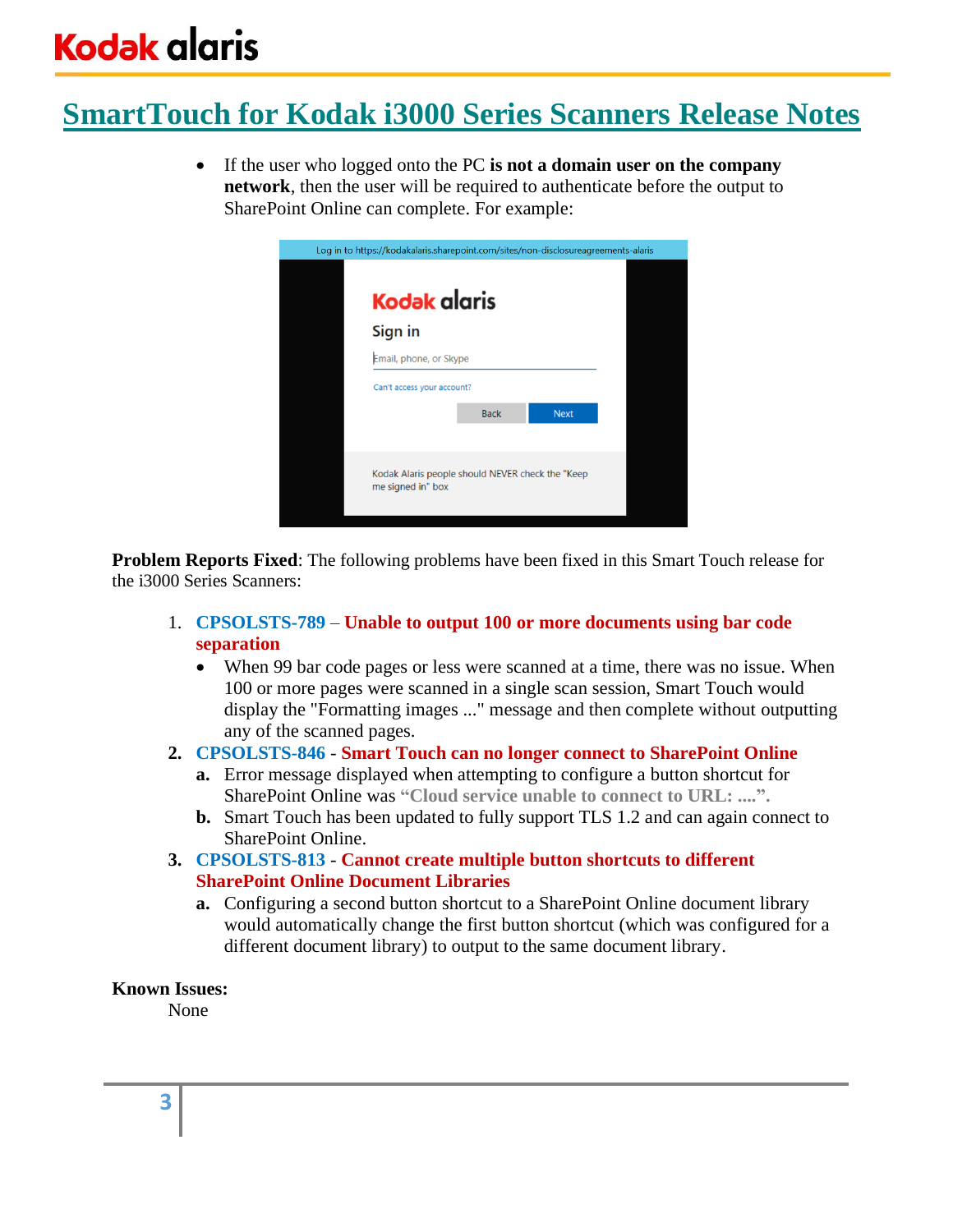- If the user who logged onto the PC **is not a domain user on the company network**, then the user will be required to authenticate before the output to SharePoint Online can complete. For example:

**Problem Reports Fixed**: The following problems have been fixed in this Smart Touch release for the i3000 Series Scanners:

1. **CPSOLSTS-789** – **Unable to output 100 or more documents using bar code separation**
   - When 99 bar code pages or less were scanned at a time, there was no issue. When 100 or more pages were scanned in a single scan session, Smart Touch would display the "Formatting images ..." message and then complete without outputting any of the scanned pages.
2. **CPSOLSTS-846 - Smart Touch can no longer connect to SharePoint Online**
   - **a.** Error message displayed when attempting to configure a button shortcut for SharePoint Online was **"Cloud service unable to connect to URL: ....".**
   - **b.** Smart Touch has been updated to fully support TLS 1.2 and can again connect to SharePoint Online.
3. **CPSOLSTS-813 - Cannot create multiple button shortcuts to different SharePoint Online Document Libraries**
   - **a.** Configuring a second button shortcut to a SharePoint Online document library would automatically change the first button shortcut (which was configured for a different document library) to output to the same document library.

**Known Issues:**

None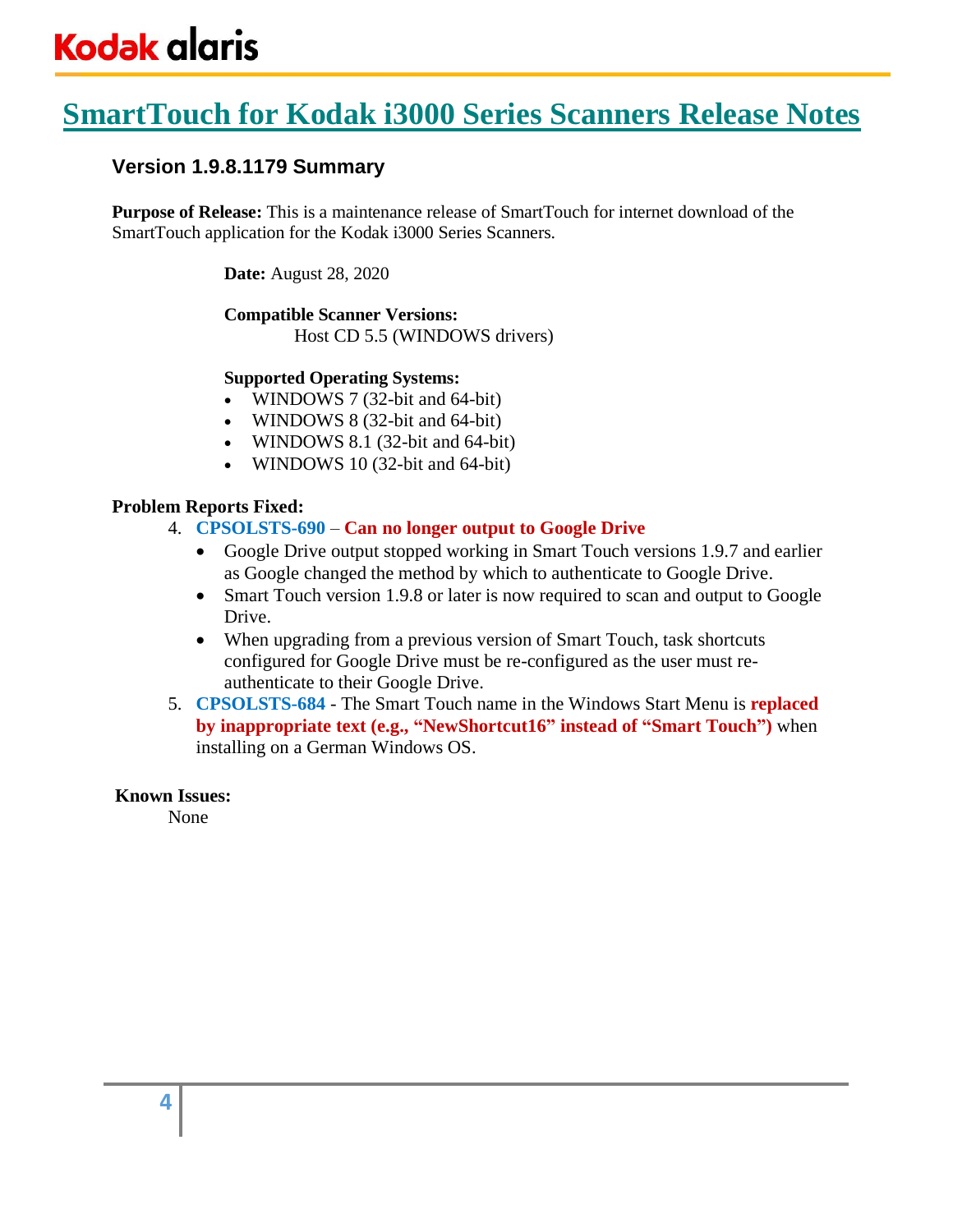# SmartTouch for Kodak i3000 Series Scanners Release Notes

## Version 1.9.8.1179 Summary

**Purpose of Release:** This is a maintenance release of SmartTouch for internet download of the SmartTouch application for the Kodak i3000 Series Scanners.

**Date:** August 28, 2020

**Compatible Scanner Versions:**
Host CD 5.5 (WINDOWS drivers)

**Supported Operating Systems:**

- WINDOWS 7 (32-bit and 64-bit)
- WINDOWS 8 (32-bit and 64-bit)
- WINDOWS 8.1 (32-bit and 64-bit)
- WINDOWS 10 (32-bit and 64-bit)

**Problem Reports Fixed:**

4. **CPSOLSTS-690** – **Can no longer output to Google Drive**
   - Google Drive output stopped working in Smart Touch versions 1.9.7 and earlier as Google changed the method by which to authenticate to Google Drive.
   - Smart Touch version 1.9.8 or later is now required to scan and output to Google Drive.
   - When upgrading from a previous version of Smart Touch, task shortcuts configured for Google Drive must be re-configured as the user must re-authenticate to their Google Drive.
5. **CPSOLSTS-684** - The Smart Touch name in the Windows Start Menu is **replaced by inappropriate text (e.g., "NewShortcut16" instead of "Smart Touch")** when installing on a German Windows OS.

**Known Issues:**

None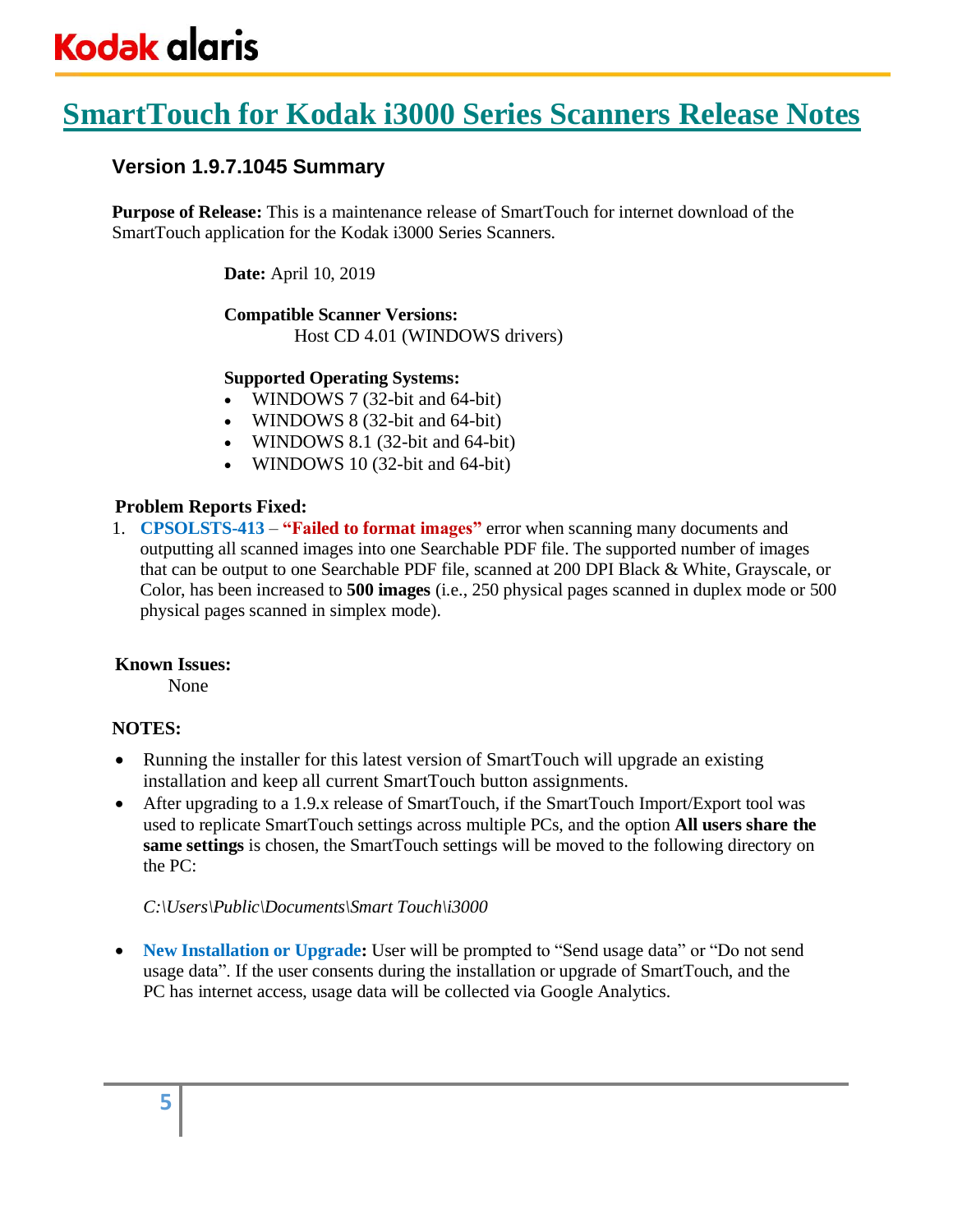# SmartTouch for Kodak i3000 Series Scanners Release Notes

## Version 1.9.7.1045 Summary

**Purpose of Release:** This is a maintenance release of SmartTouch for internet download of the SmartTouch application for the Kodak i3000 Series Scanners.

**Date:** April 10, 2019

**Compatible Scanner Versions:**
Host CD 4.01 (WINDOWS drivers)

**Supported Operating Systems:**

- WINDOWS 7 (32-bit and 64-bit)
- WINDOWS 8 (32-bit and 64-bit)
- WINDOWS 8.1 (32-bit and 64-bit)
- WINDOWS 10 (32-bit and 64-bit)

**Problem Reports Fixed:**

1. **CPSOLSTS-413** – **"Failed to format images"** error when scanning many documents and outputting all scanned images into one Searchable PDF file. The supported number of images that can be output to one Searchable PDF file, scanned at 200 DPI Black & White, Grayscale, or Color, has been increased to **500 images** (i.e., 250 physical pages scanned in duplex mode or 500 physical pages scanned in simplex mode).

**Known Issues:**
None

**NOTES:**

- Running the installer for this latest version of SmartTouch will upgrade an existing installation and keep all current SmartTouch button assignments.
- After upgrading to a 1.9.x release of SmartTouch, if the SmartTouch Import/Export tool was used to replicate SmartTouch settings across multiple PCs, and the option **All users share the same settings** is chosen, the SmartTouch settings will be moved to the following directory on the PC:

  *C:\Users\Public\Documents\Smart Touch\i3000*

- **New Installation or Upgrade:** User will be prompted to "Send usage data" or "Do not send usage data". If the user consents during the installation or upgrade of SmartTouch, and the PC has internet access, usage data will be collected via Google Analytics.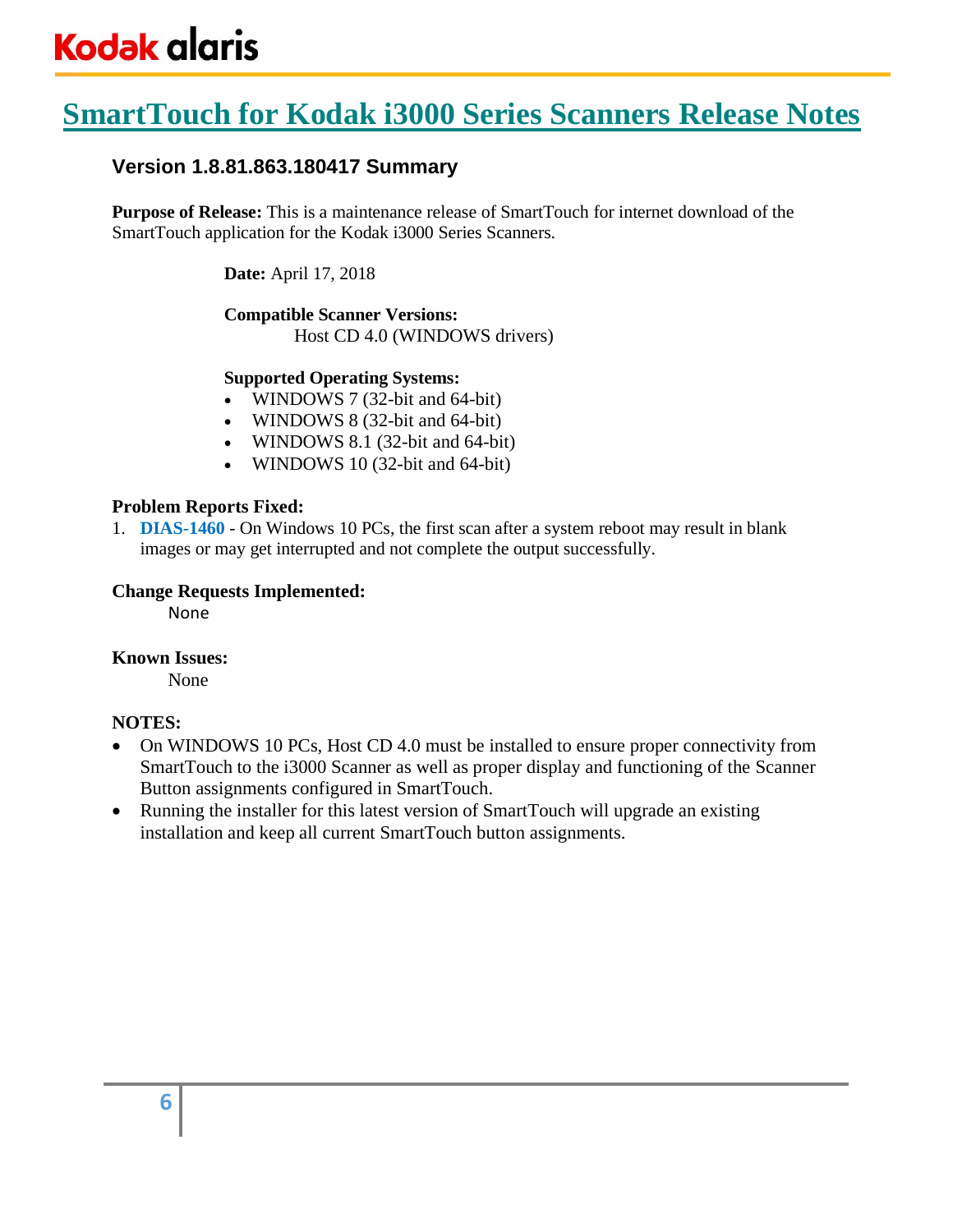# SmartTouch for Kodak i3000 Series Scanners Release Notes

## Version 1.8.81.863.180417 Summary

**Purpose of Release:** This is a maintenance release of SmartTouch for internet download of the SmartTouch application for the Kodak i3000 Series Scanners.

**Date:** April 17, 2018

**Compatible Scanner Versions:**
Host CD 4.0 (WINDOWS drivers)

**Supported Operating Systems:**

- WINDOWS 7 (32-bit and 64-bit)
- WINDOWS 8 (32-bit and 64-bit)
- WINDOWS 8.1 (32-bit and 64-bit)
- WINDOWS 10 (32-bit and 64-bit)

**Problem Reports Fixed:**

1. **DIAS-1460** - On Windows 10 PCs, the first scan after a system reboot may result in blank images or may get interrupted and not complete the output successfully.

**Change Requests Implemented:**
None

**Known Issues:**
None

**NOTES:**

- On WINDOWS 10 PCs, Host CD 4.0 must be installed to ensure proper connectivity from SmartTouch to the i3000 Scanner as well as proper display and functioning of the Scanner Button assignments configured in SmartTouch.
- Running the installer for this latest version of SmartTouch will upgrade an existing installation and keep all current SmartTouch button assignments.